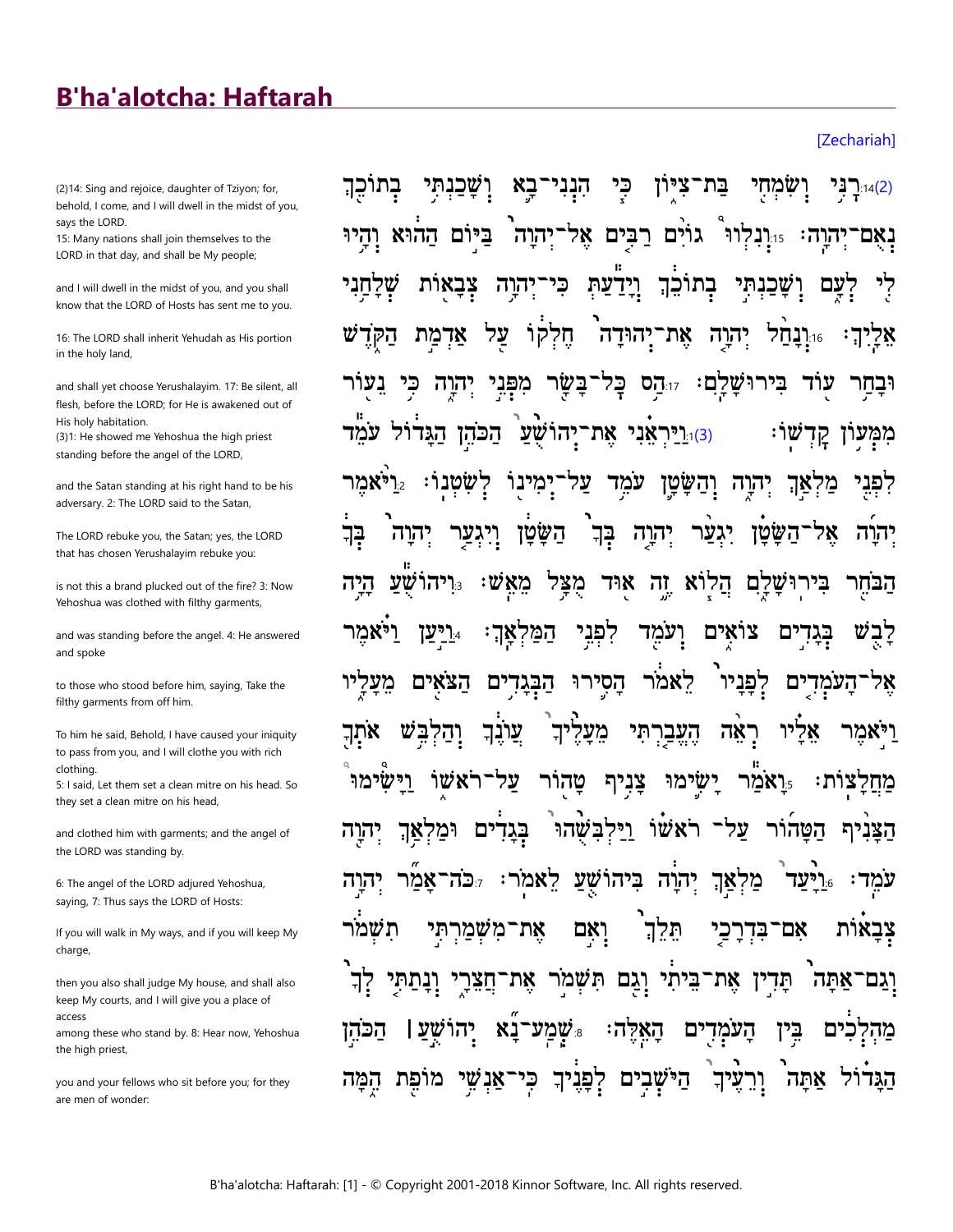# B'ha'alotcha: Haftarah

[Zechariah]

(2)14: Sing and rejoice, daughter of Tziyon; for, behold, I come, and I will dwell in the midst of you, says the LORD.
15: Many nations shall join themselves to the LORD in that day, and shall be My people;

and I will dwell in the midst of you, and you shall know that the LORD of Hosts has sent me to you.

16: The LORD shall inherit Yehudah as His portion in the holy land,

and shall yet choose Yerushalayim. 17: Be silent, all flesh, before the LORD; for He is awakened out of His holy habitation.
(3)1: He showed me Yehoshua the high priest standing before the angel of the LORD,

and the Satan standing at his right hand to be his adversary. 2: The LORD said to the Satan,

The LORD rebuke you, the Satan; yes, the LORD that has chosen Yerushalayim rebuke you:

is not this a brand plucked out of the fire? 3: Now Yehoshua was clothed with filthy garments,

and was standing before the angel. 4: He answered and spoke

to those who stood before him, saying, Take the filthy garments from off him.

To him he said, Behold, I have caused your iniquity to pass from you, and I will clothe you with rich clothing.
5: I said, Let them set a clean mitre on his head. So they set a clean mitre on his head,

and clothed him with garments; and the angel of the LORD was standing by.

6: The angel of the LORD adjured Yehoshua, saying, 7: Thus says the LORD of Hosts:

If you will walk in My ways, and if you will keep My charge,

then you also shall judge My house, and shall also keep My courts, and I will give you a place of access
among these who stand by. 8: Hear now, Yehoshua the high priest,

you and your fellows who sit before you; for they are men of wonder:

(2)14: רָנִּי וְשִׂמְחִי בַּת־צִיּוֹן כִּי הִנְנִי־בָא וְשָׁכַנְתִּי בְתוֹכֵךְ נְאֻם־יְהוָה׃ 15: וְנִלְווּ גוֹיִם רַבִּים אֶל־יְהוָה בַּיּוֹם הַהוּא וְהָיוּ לִי לְעָם וְשָׁכַנְתִּי בְתוֹכֵךְ וְיָדַעַתְּ כִּי־יְהוָה צְבָאוֹת שְׁלָחַנִי אֵלָיִךְ׃ 16: וְנָחַל יְהוָה אֶת־יְהוּדָה חֶלְקוֹ עַל אַדְמַת הַקֹּדֶשׁ וּבָחַר עוֹד בִּירוּשָׁלִָם׃ 17: הַס כָּל־בָּשָׂר מִפְּנֵי יְהוָה כִּי נֵעוֹר מִמְּעוֹן קָדְשׁוֹ׃ (3)1: וַיַּרְאֵנִי אֶת־יְהוֹשֻׁעַ הַכֹּהֵן הַגָּדוֹל עֹמֵד לִפְנֵי מַלְאַךְ יְהוָה וְהַשָּׂטָן עֹמֵד עַל־יְמִינוֹ לְשִׂטְנוֹ׃ 2: וַיֹּאמֶר יְהוָה אֶל־הַשָּׂטָן יִגְעַר יְהוָה בְּךָ הַשָּׂטָן וְיִגְעַר יְהוָה בְּךָ הַבֹּחֵר בִּירוּשָׁלִָם הֲלוֹא זֶה אוּד מֻצָּל מֵאֵשׁ׃ 3: וִיהוֹשֻׁעַ הָיָה לָבֻשׁ בְּגָדִים צוֹאִים וְעֹמֵד לִפְנֵי הַמַּלְאָךְ׃ 4: וַיַּעַן וַיֹּאמֶר אֶל־הָעֹמְדִים לְפָנָיו לֵאמֹר הָסִירוּ הַבְּגָדִים הַצֹּאִים מֵעָלָיו וַיֹּאמֶר אֵלָיו רְאֵה הֶעֱבַרְתִּי מֵעָלֶיךָ עֲוֺנֶךָ וְהַלְבֵּשׁ אֹתְךָ מַחֲלָצוֹת׃ 5: וָאֹמַר יָשִׂימוּ צָנִיף טָהוֹר עַל־רֹאשׁוֹ וַיָּשִׂימוּ הַצָּנִיף הַטָּהוֹר עַל־רֹאשׁוֹ וַיַּלְבִּשֻׁהוּ בְּגָדִים וּמַלְאַךְ יְהוָה עֹמֵד׃ 6: וַיָּעַד מַלְאַךְ יְהוָה בִּיהוֹשֻׁעַ לֵאמֹר׃ 7: כֹּה־אָמַר יְהוָה צְבָאוֹת אִם־בִּדְרָכַי תֵּלֵךְ וְאִם אֶת־מִשְׁמַרְתִּי תִשְׁמֹר וְגַם־אַתָּה תָּדִין אֶת־בֵּיתִי וְגַם תִּשְׁמֹר אֶת־חֲצֵרָי וְנָתַתִּי לְךָ מַהְלְכִים בֵּין הָעֹמְדִים הָאֵלֶּה׃ 8: שְׁמַע־נָא יְהוֹשֻׁעַ | הַכֹּהֵן הַגָּדוֹל אַתָּה וְרֵעֶיךָ הַיֹּשְׁבִים לְפָנֶיךָ כִּי־אַנְשֵׁי מוֹפֵת הֵמָּה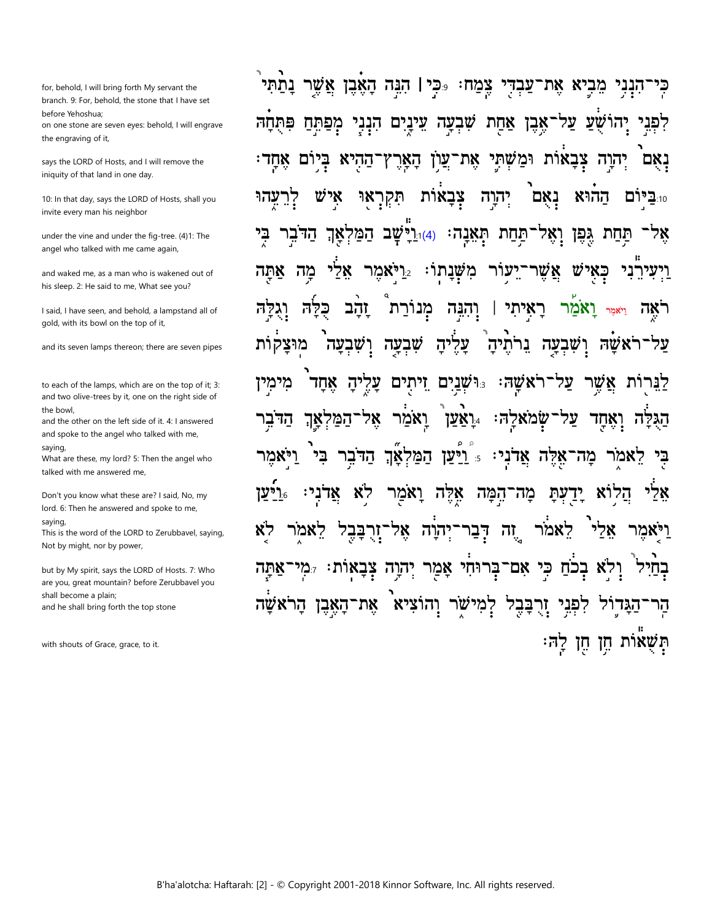for, behold, I will bring forth My servant the branch. 9: For, behold, the stone that I have set before Yehoshua;
on one stone are seven eyes: behold, I will engrave the engraving of it,

says the LORD of Hosts, and I will remove the iniquity of that land in one day.

10: In that day, says the LORD of Hosts, shall you invite every man his neighbor

under the vine and under the fig-tree. (4)1: The angel who talked with me came again,

and waked me, as a man who is wakened out of his sleep. 2: He said to me, What see you?

I said, I have seen, and behold, a lampstand all of gold, with its bowl on the top of it,

and its seven lamps thereon; there are seven pipes

to each of the lamps, which are on the top of it; 3: and two olive-trees by it, one on the right side of the bowl,
and the other on the left side of it. 4: I answered and spoke to the angel who talked with me, saying,
What are these, my lord? 5: Then the angel who talked with me answered me,

Don't you know what these are? I said, No, my lord. 6: Then he answered and spoke to me, saying,
This is the word of the LORD to Zerubbavel, saying, Not by might, nor by power,

but by My spirit, says the LORD of Hosts. 7: Who are you, great mountain? before Zerubbavel you shall become a plain;
and he shall bring forth the top stone

with shouts of Grace, grace, to it.

כִּֽי־הִנְנִ֥י מֵבִ֛יא אֶת־עַבְדִּ֖י צֶֽמַח׃ 9 כִּ֣י ׀ הִנֵּ֣ה הָאֶ֗בֶן אֲשֶׁ֤ר נָתַ֙תִּי֙ לִפְנֵ֣י יְהוֹשֻׁ֔עַ עַל־אֶ֥בֶן אַחַ֖ת שִׁבְעָ֣ה עֵינָ֑יִם הִנְנִ֧י מְפַתֵּ֣חַ פִּתֻּחָ֗הּ נְאֻם֙ יְהוָ֣ה צְבָא֔וֹת וּמַשְׁתִּ֛י אֶת־עֲוֺ֥ן הָאָֽרֶץ־הַהִ֖יא בְּי֥וֹם אֶחָֽד׃ 10 בַּיּ֣וֹם הַה֗וּא נְאֻם֙ יְהוָ֣ה צְבָא֔וֹת תִּקְרְא֖וּ אִ֣ישׁ לְרֵעֵ֑הוּ אֶל־תַּ֥חַת גֶּ֖פֶן וְאֶל־תַּ֥חַת תְּאֵנָֽה׃ (4)1 וַיָּ֕שָׁב הַמַּלְאָ֖ךְ הַדֹּבֵ֣ר בִּ֑י וַיְעִירֵ֕נִי כְּאִ֖ישׁ אֲשֶׁר־יֵע֥וֹר מִשְּׁנָתֽוֹ׃ 2 וַיֹּ֣אמֶר אֵלַ֔י מָ֥ה אַתָּ֖ה רֹאֶ֑ה וָאֹמַ֡ר וַיֹּאמֶר רָאִ֣יתִי ׀ וְהִנֵּ֣ה מְנוֹרַת֩ זָהָ֨ב כֻּלָּ֜הּ וְגֻלָּ֣הּ עַל־רֹאשָׁ֗הּ וְשִׁבְעָ֤ה נֵרֹתֶ֙יהָ֙ עָלֶ֔יהָ שִׁבְעָ֤ה וְשִׁבְעָה֙ מֽוּצָק֔וֹת לַנֵּר֖וֹת אֲשֶׁ֥ר עַל־רֹאשָֽׁהּ׃ 3 וּשְׁנַ֥יִם זֵיתִ֖ים עָלֶ֑יהָ אֶחָד֙ מִימִ֣ין הַגֻּלָּ֔ה וְאֶחָ֖ד עַל־שְׂמֹאלָֽהּ׃ 4 וָאַ֙עַן֙ וָֽאֹמַ֔ר אֶל־הַמַּלְאָ֛ךְ הַדֹּבֵ֥ר בִּ֖י לֵאמֹ֑ר מָה־אֵ֖לֶּה אֲדֹנִֽי׃ 5 וַ֠יַּעַן הַמַּלְאָ֞ךְ הַדֹּבֵ֥ר בִּי֙ וַיֹּ֣אמֶר אֵלַ֔י הֲל֥וֹא יָדַ֖עְתָּ מָה־הֵ֣מָּה אֵ֑לֶּה וָאֹמַ֖ר לֹ֥א אֲדֹנִֽי׃ 6 וַיַּ֜עַן וַיֹּ֤אמֶר אֵלַי֙ לֵאמֹ֔ר זֶ֚ה דְּבַר־יְהוָ֔ה אֶל־זְרֻבָּבֶ֖ל לֵאמֹ֑ר לֹ֤א בְחַ֙יִל֙ וְלֹ֣א בְכֹ֔חַ כִּ֣י אִם־בְּרוּחִ֔י אָמַ֖ר יְהוָ֥ה צְבָאֽוֹת׃ 7 מִֽי־אַתָּ֧ה הַֽר־הַגָּד֛וֹל לִפְנֵ֥י זְרֻבָּבֶ֖ל לְמִישֹׁ֑ר וְהוֹצִיא֙ אֶת־הָאֶ֣בֶן הָרֹאשָׁ֔ה תְּשֻׁא֕וֹת חֵ֥ן חֵ֖ן לָֽהּ׃